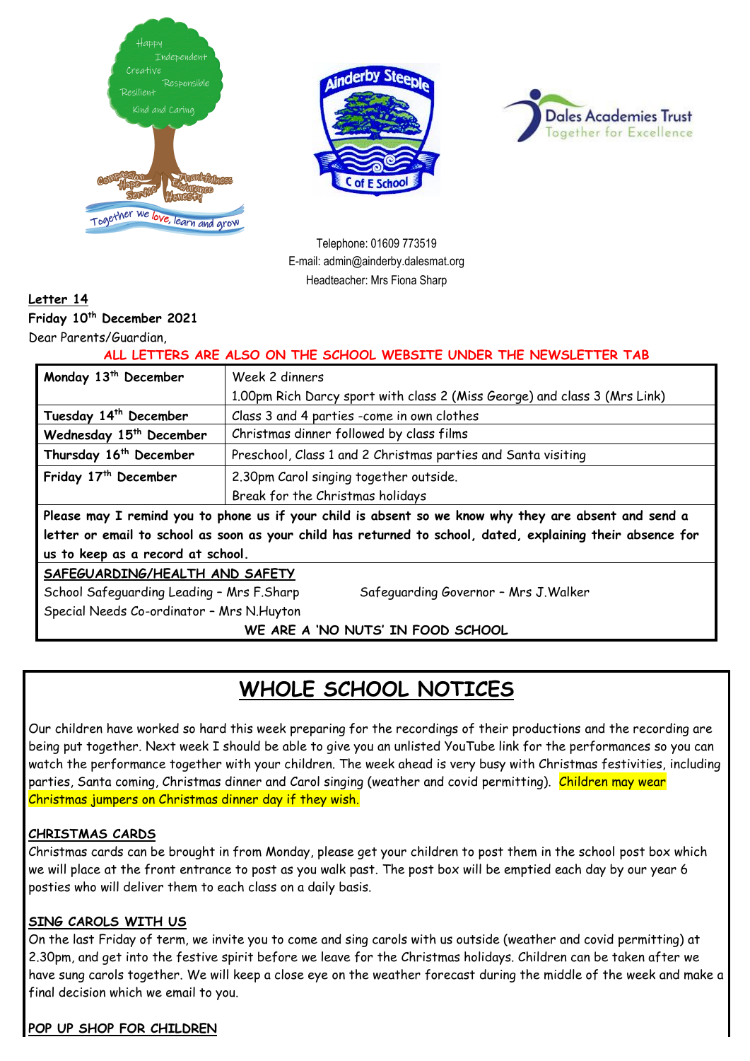Telephone: 01609 773519
E-mail: admin@ainderby.dalesmat.org
Headteacher: Mrs Fiona Sharp

**Letter 14**
**Friday 10th December 2021**
Dear Parents/Guardian,

**ALL LETTERS ARE ALSO ON THE SCHOOL WEBSITE UNDER THE NEWSLETTER TAB**

| | |
|---|---|
| **Monday 13th December** | Week 2 dinners<br>1.00pm Rich Darcy sport with class 2 (Miss George) and class 3 (Mrs Link) |
| **Tuesday 14th December** | Class 3 and 4 parties -come in own clothes |
| **Wednesday 15th December** | Christmas dinner followed by class films |
| **Thursday 16th December** | Preschool, Class 1 and 2 Christmas parties and Santa visiting |
| **Friday 17th December** | 2.30pm Carol singing together outside.<br>Break for the Christmas holidays |

**Please may I remind you to phone us if your child is absent so we know why they are absent and send a letter or email to school as soon as your child has returned to school, dated, explaining their absence for us to keep as a record at school.**

**SAFEGUARDING/HEALTH AND SAFETY**
School Safeguarding Leading – Mrs F.Sharp
Safeguarding Governor – Mrs J.Walker
Special Needs Co-ordinator – Mrs N.Huyton

**WE ARE A 'NO NUTS' IN FOOD SCHOOL**

# WHOLE SCHOOL NOTICES

Our children have worked so hard this week preparing for the recordings of their productions and the recording are being put together. Next week I should be able to give you an unlisted YouTube link for the performances so you can watch the performance together with your children. The week ahead is very busy with Christmas festivities, including parties, Santa coming, Christmas dinner and Carol singing (weather and covid permitting). Children may wear Christmas jumpers on Christmas dinner day if they wish.

**CHRISTMAS CARDS**
Christmas cards can be brought in from Monday, please get your children to post them in the school post box which we will place at the front entrance to post as you walk past. The post box will be emptied each day by our year 6 posties who will deliver them to each class on a daily basis.

**SING CAROLS WITH US**
On the last Friday of term, we invite you to come and sing carols with us outside (weather and covid permitting) at 2.30pm, and get into the festive spirit before we leave for the Christmas holidays. Children can be taken after we have sung carols together. We will keep a close eye on the weather forecast during the middle of the week and make a final decision which we email to you.

**POP UP SHOP FOR CHILDREN**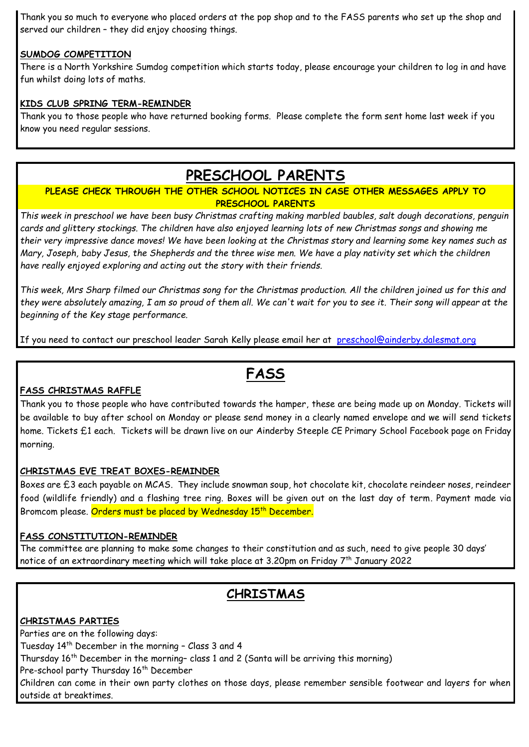Thank you so much to everyone who placed orders at the pop shop and to the FASS parents who set up the shop and served our children – they did enjoy choosing things.

**SUMDOG COMPETITION**

There is a North Yorkshire Sumdog competition which starts today, please encourage your children to log in and have fun whilst doing lots of maths.

**KIDS CLUB SPRING TERM-REMINDER**

Thank you to those people who have returned booking forms. Please complete the form sent home last week if you know you need regular sessions.

# PRESCHOOL PARENTS

**PLEASE CHECK THROUGH THE OTHER SCHOOL NOTICES IN CASE OTHER MESSAGES APPLY TO PRESCHOOL PARENTS**

*This week in preschool we have been busy Christmas crafting making marbled baubles, salt dough decorations, penguin cards and glittery stockings. The children have also enjoyed learning lots of new Christmas songs and showing me their very impressive dance moves! We have been looking at the Christmas story and learning some key names such as Mary, Joseph, baby Jesus, the Shepherds and the three wise men. We have a play nativity set which the children have really enjoyed exploring and acting out the story with their friends.*

*This week, Mrs Sharp filmed our Christmas song for the Christmas production. All the children joined us for this and they were absolutely amazing, I am so proud of them all. We can't wait for you to see it. Their song will appear at the beginning of the Key stage performance.*

If you need to contact our preschool leader Sarah Kelly please email her at preschool@ainderby.dalesmat.org

# FASS

**FASS CHRISTMAS RAFFLE**

Thank you to those people who have contributed towards the hamper, these are being made up on Monday. Tickets will be available to buy after school on Monday or please send money in a clearly named envelope and we will send tickets home. Tickets £1 each. Tickets will be drawn live on our Ainderby Steeple CE Primary School Facebook page on Friday morning.

**CHRISTMAS EVE TREAT BOXES-REMINDER**

Boxes are £3 each payable on MCAS. They include snowman soup, hot chocolate kit, chocolate reindeer noses, reindeer food (wildlife friendly) and a flashing tree ring. Boxes will be given out on the last day of term. Payment made via Bromcom please. Orders must be placed by Wednesday 15th December.

**FASS CONSTITUTION-REMINDER**

The committee are planning to make some changes to their constitution and as such, need to give people 30 days' notice of an extraordinary meeting which will take place at 3.20pm on Friday 7th January 2022

## CHRISTMAS

**CHRISTMAS PARTIES**

Parties are on the following days:

Tuesday 14th December in the morning – Class 3 and 4

Thursday 16th December in the morning– class 1 and 2 (Santa will be arriving this morning)

Pre-school party Thursday 16th December

Children can come in their own party clothes on those days, please remember sensible footwear and layers for when outside at breaktimes.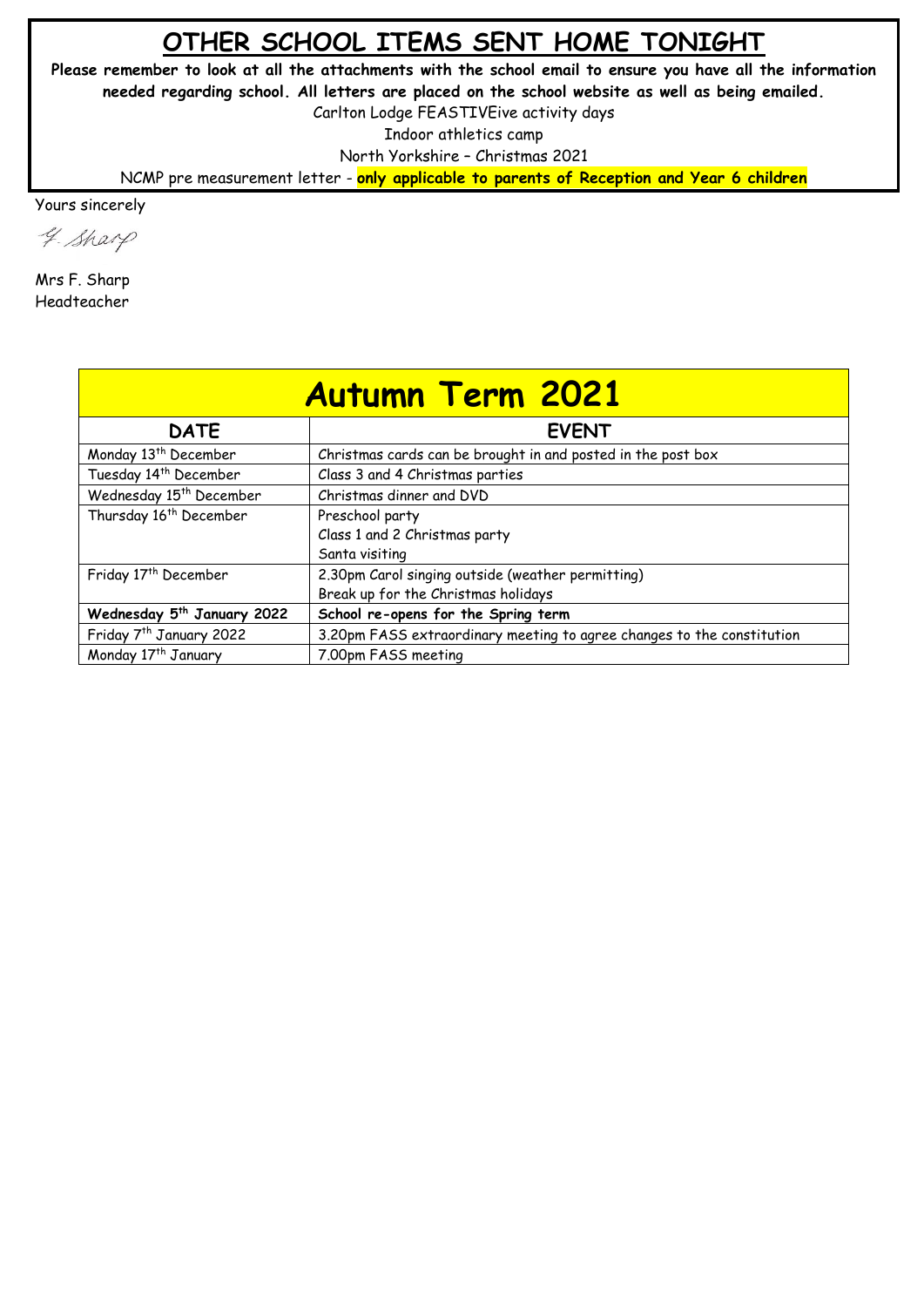## OTHER SCHOOL ITEMS SENT HOME TONIGHT

**Please remember to look at all the attachments with the school email to ensure you have all the information needed regarding school. All letters are placed on the school website as well as being emailed.**

Carlton Lodge FEASTIVEive activity days

Indoor athletics camp

North Yorkshire – Christmas 2021

NCMP pre measurement letter - **only applicable to parents of Reception and Year 6 children**

Yours sincerely

F. Sharp

Mrs F. Sharp
Headteacher

## Autumn Term 2021

| DATE | EVENT |
|---|---|
| Monday 13th December | Christmas cards can be brought in and posted in the post box |
| Tuesday 14th December | Class 3 and 4 Christmas parties |
| Wednesday 15th December | Christmas dinner and DVD |
| Thursday 16th December | Preschool party<br>Class 1 and 2 Christmas party<br>Santa visiting |
| Friday 17th December | 2.30pm Carol singing outside (weather permitting)<br>Break up for the Christmas holidays |
| **Wednesday 5th January 2022** | **School re-opens for the Spring term** |
| Friday 7th January 2022 | 3.20pm FASS extraordinary meeting to agree changes to the constitution |
| Monday 17th January | 7.00pm FASS meeting |